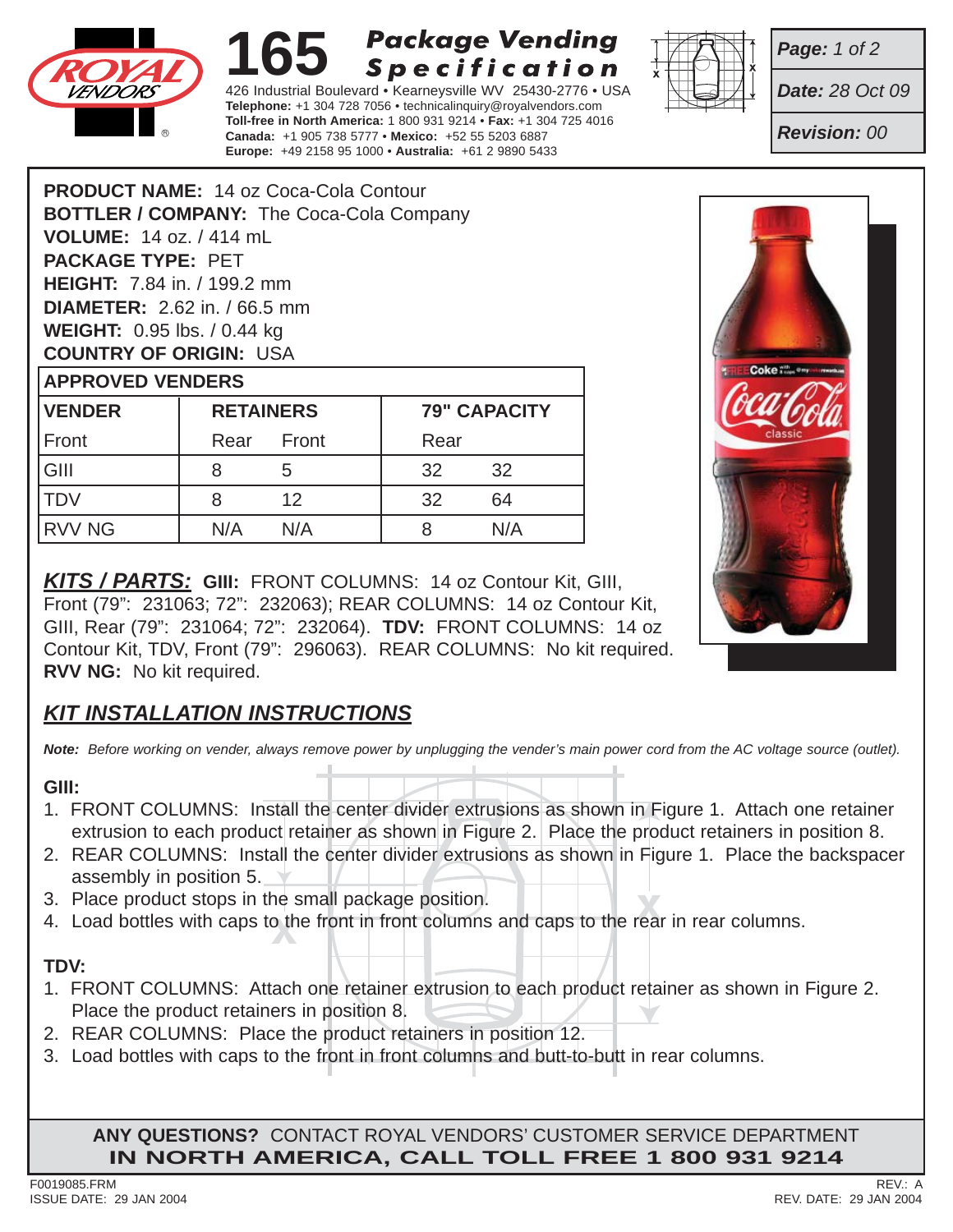# 165 Package Vending Specification

426 Industrial Boulevard • Kearneysville WV 25430-2776 • USA
**Telephone:** +1 304 728 7056 • technicalinquiry@royalvendors.com
**Toll-free in North America:** 1 800 931 9214 • **Fax:** +1 304 725 4016
**Canada:** +1 905 738 5777 • **Mexico:** +52 55 5203 6887
**Europe:** +49 2158 95 1000 • **Australia:** +61 2 9890 5433

**Page:** 1 of 2
**Date:** 28 Oct 09
**Revision:** 00

**PRODUCT NAME:** 14 oz Coca-Cola Contour
**BOTTLER / COMPANY:** The Coca-Cola Company
**VOLUME:** 14 oz. / 414 mL
**PACKAGE TYPE:** PET
**HEIGHT:** 7.84 in. / 199.2 mm
**DIAMETER:** 2.62 in. / 66.5 mm
**WEIGHT:** 0.95 lbs. / 0.44 kg
**COUNTRY OF ORIGIN:** USA

**APPROVED VENDERS**

| VENDER | RETAINERS | | 79" CAPACITY | |
|---|---|---|---|---|
| Front | Rear | Front | Rear | |
| GIII | 8 | 5 | 32 | 32 |
| TDV | 8 | 12 | 32 | 64 |
| RVV NG | N/A | N/A | 8 | N/A |

***KITS / PARTS:*** **GIII:** FRONT COLUMNS: 14 oz Contour Kit, GIII, Front (79": 231063; 72": 232063); REAR COLUMNS: 14 oz Contour Kit, GIII, Rear (79": 231064; 72": 232064). **TDV:** FRONT COLUMNS: 14 oz Contour Kit, TDV, Front (79": 296063). REAR COLUMNS: No kit required. **RVV NG:** No kit required.

## *KIT INSTALLATION INSTRUCTIONS*

***Note:*** *Before working on vender, always remove power by unplugging the vender's main power cord from the AC voltage source (outlet).*

**GIII:**

1. FRONT COLUMNS: Install the center divider extrusions as shown in Figure 1. Attach one retainer extrusion to each product retainer as shown in Figure 2. Place the product retainers in position 8.
2. REAR COLUMNS: Install the center divider extrusions as shown in Figure 1. Place the backspacer assembly in position 5.
3. Place product stops in the small package position.
4. Load bottles with caps to the front in front columns and caps to the rear in rear columns.

**TDV:**

1. FRONT COLUMNS: Attach one retainer extrusion to each product retainer as shown in Figure 2. Place the product retainers in position 8.
2. REAR COLUMNS: Place the product retainers in position 12.
3. Load bottles with caps to the front in front columns and butt-to-butt in rear columns.

**ANY QUESTIONS?** CONTACT ROYAL VENDORS' CUSTOMER SERVICE DEPARTMENT
**IN NORTH AMERICA, CALL TOLL FREE 1 800 931 9214**

F0019085.FRM
ISSUE DATE: 29 JAN 2004

REV.: A
REV. DATE: 29 JAN 2004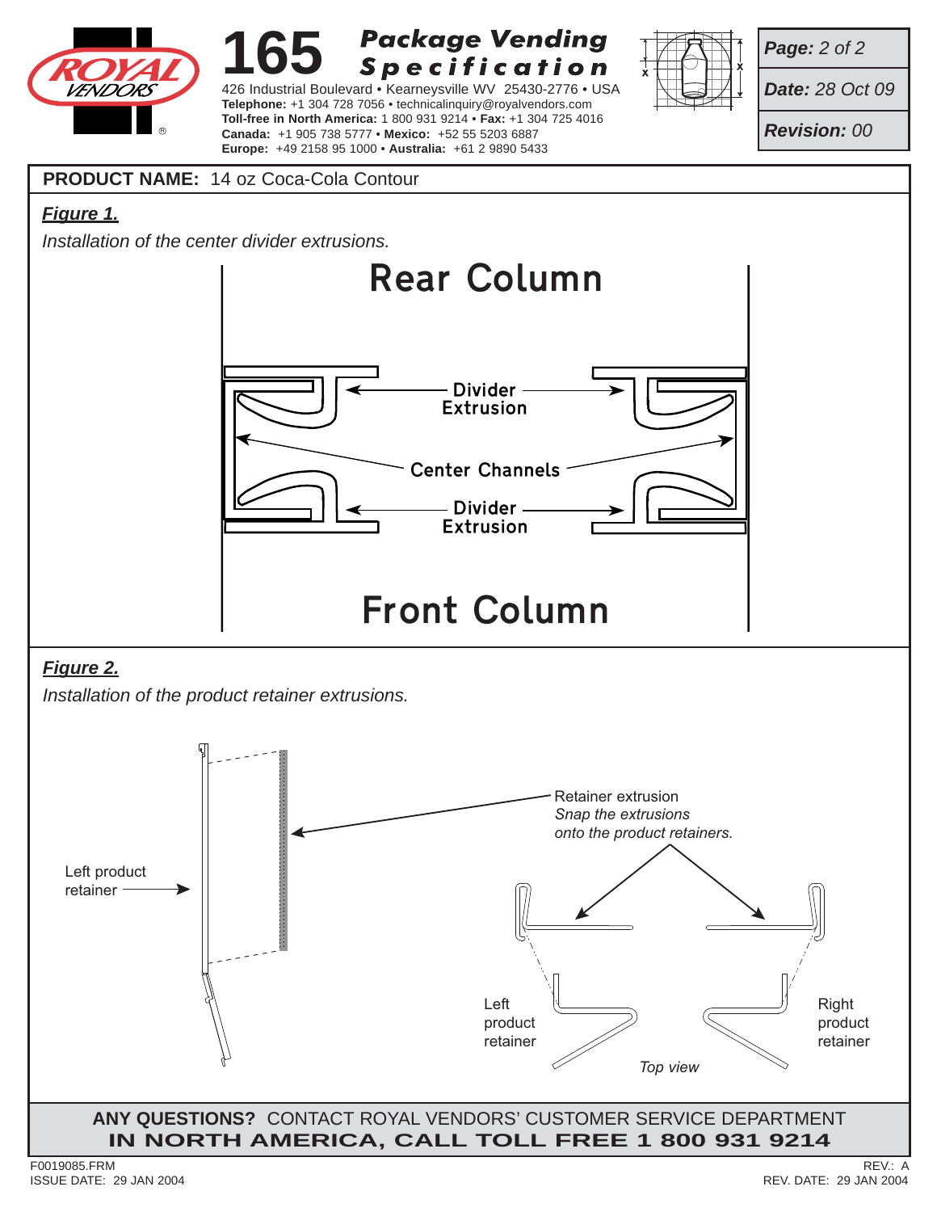**PRODUCT NAME:** 14 oz Coca-Cola Contour

***Figure 1.***

*Installation of the center divider extrusions.*

Rear Column

Divider Extrusion

Center Channels

Divider Extrusion

Front Column

***Figure 2.***

*Installation of the product retainer extrusions.*

Retainer extrusion
*Snap the extrusions onto the product retainers.*

Left product retainer

Left product retainer

Right product retainer

*Top view*

**ANY QUESTIONS?** CONTACT ROYAL VENDORS' CUSTOMER SERVICE DEPARTMENT
**IN NORTH AMERICA, CALL TOLL FREE 1 800 931 9214**

F0019085.FRM
ISSUE DATE: 29 JAN 2004

REV.: A
REV. DATE: 29 JAN 2004